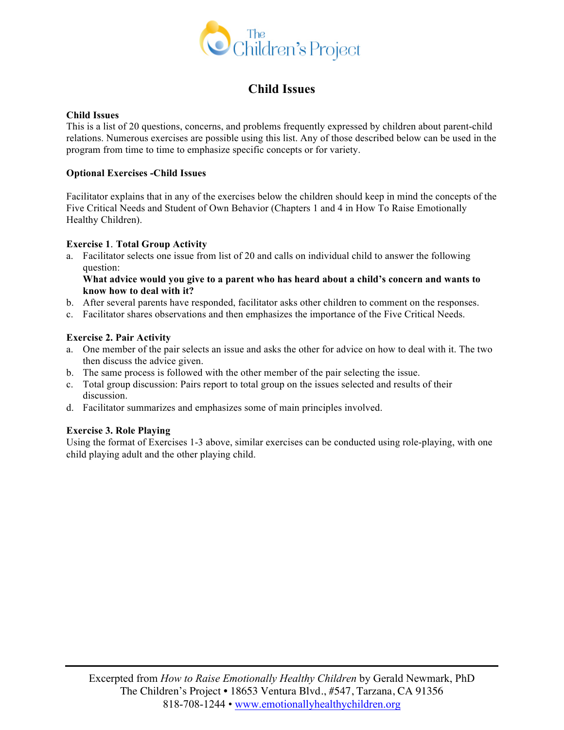# Child Issues

**Child Issues**
This is a list of 20 questions, concerns, and problems frequently expressed by children about parent-child relations. Numerous exercises are possible using this list. Any of those described below can be used in the program from time to time to emphasize specific concepts or for variety.

**Optional Exercises -Child Issues**

Facilitator explains that in any of the exercises below the children should keep in mind the concepts of the Five Critical Needs and Student of Own Behavior (Chapters 1 and 4 in How To Raise Emotionally Healthy Children).

**Exercise 1. Total Group Activity**

a. Facilitator selects one issue from list of 20 and calls on individual child to answer the following question:
   **What advice would you give to a parent who has heard about a child's concern and wants to know how to deal with it?**
b. After several parents have responded, facilitator asks other children to comment on the responses.
c. Facilitator shares observations and then emphasizes the importance of the Five Critical Needs.

**Exercise 2. Pair Activity**

a. One member of the pair selects an issue and asks the other for advice on how to deal with it. The two then discuss the advice given.
b. The same process is followed with the other member of the pair selecting the issue.
c. Total group discussion: Pairs report to total group on the issues selected and results of their discussion.
d. Facilitator summarizes and emphasizes some of main principles involved.

**Exercise 3. Role Playing**
Using the format of Exercises 1-3 above, similar exercises can be conducted using role-playing, with one child playing adult and the other playing child.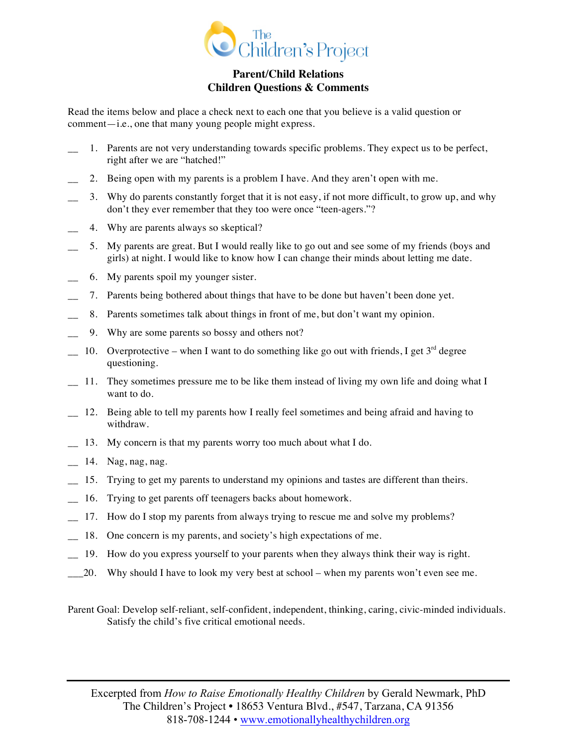The Children's Project

**Parent/Child Relations**
**Children Questions & Comments**

Read the items below and place a check next to each one that you believe is a valid question or comment—i.e., one that many young people might express.

__ 1. Parents are not very understanding towards specific problems. They expect us to be perfect, right after we are "hatched!"

__ 2. Being open with my parents is a problem I have. And they aren't open with me.

__ 3. Why do parents constantly forget that it is not easy, if not more difficult, to grow up, and why don't they ever remember that they too were once "teen-agers."?

__ 4. Why are parents always so skeptical?

__ 5. My parents are great. But I would really like to go out and see some of my friends (boys and girls) at night. I would like to know how I can change their minds about letting me date.

__ 6. My parents spoil my younger sister.

__ 7. Parents being bothered about things that have to be done but haven't been done yet.

__ 8. Parents sometimes talk about things in front of me, but don't want my opinion.

__ 9. Why are some parents so bossy and others not?

__ 10. Overprotective – when I want to do something like go out with friends, I get 3rd degree questioning.

__ 11. They sometimes pressure me to be like them instead of living my own life and doing what I want to do.

__ 12. Being able to tell my parents how I really feel sometimes and being afraid and having to withdraw.

__ 13. My concern is that my parents worry too much about what I do.

__ 14. Nag, nag, nag.

__ 15. Trying to get my parents to understand my opinions and tastes are different than theirs.

__ 16. Trying to get parents off teenagers backs about homework.

__ 17. How do I stop my parents from always trying to rescue me and solve my problems?

__ 18. One concern is my parents, and society's high expectations of me.

__ 19. How do you express yourself to your parents when they always think their way is right.

___20. Why should I have to look my very best at school – when my parents won't even see me.

Parent Goal: Develop self-reliant, self-confident, independent, thinking, caring, civic-minded individuals. Satisfy the child's five critical emotional needs.

---

Excerpted from *How to Raise Emotionally Healthy Children* by Gerald Newmark, PhD
The Children's Project • 18653 Ventura Blvd., #547, Tarzana, CA 91356
818-708-1244 • www.emotionallyhealthychildren.org